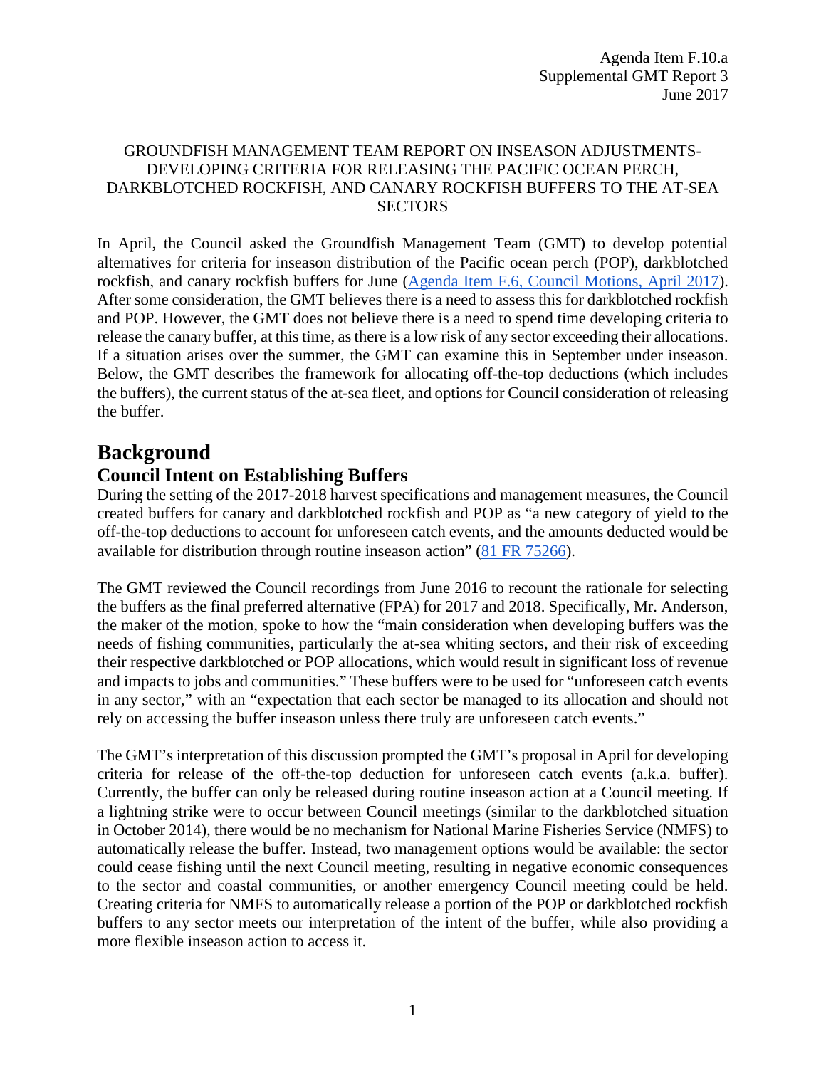Agenda Item F.10.a
Supplemental GMT Report 3
June 2017

GROUNDFISH MANAGEMENT TEAM REPORT ON INSEASON ADJUSTMENTS-DEVELOPING CRITERIA FOR RELEASING THE PACIFIC OCEAN PERCH, DARKBLOTCHED ROCKFISH, AND CANARY ROCKFISH BUFFERS TO THE AT-SEA SECTORS

In April, the Council asked the Groundfish Management Team (GMT) to develop potential alternatives for criteria for inseason distribution of the Pacific ocean perch (POP), darkblotched rockfish, and canary rockfish buffers for June (Agenda Item F.6, Council Motions, April 2017). After some consideration, the GMT believes there is a need to assess this for darkblotched rockfish and POP. However, the GMT does not believe there is a need to spend time developing criteria to release the canary buffer, at this time, as there is a low risk of any sector exceeding their allocations. If a situation arises over the summer, the GMT can examine this in September under inseason. Below, the GMT describes the framework for allocating off-the-top deductions (which includes the buffers), the current status of the at-sea fleet, and options for Council consideration of releasing the buffer.

# Background

## Council Intent on Establishing Buffers

During the setting of the 2017-2018 harvest specifications and management measures, the Council created buffers for canary and darkblotched rockfish and POP as "a new category of yield to the off-the-top deductions to account for unforeseen catch events, and the amounts deducted would be available for distribution through routine inseason action" (81 FR 75266).

The GMT reviewed the Council recordings from June 2016 to recount the rationale for selecting the buffers as the final preferred alternative (FPA) for 2017 and 2018. Specifically, Mr. Anderson, the maker of the motion, spoke to how the "main consideration when developing buffers was the needs of fishing communities, particularly the at-sea whiting sectors, and their risk of exceeding their respective darkblotched or POP allocations, which would result in significant loss of revenue and impacts to jobs and communities." These buffers were to be used for "unforeseen catch events in any sector," with an "expectation that each sector be managed to its allocation and should not rely on accessing the buffer inseason unless there truly are unforeseen catch events."

The GMT's interpretation of this discussion prompted the GMT's proposal in April for developing criteria for release of the off-the-top deduction for unforeseen catch events (a.k.a. buffer). Currently, the buffer can only be released during routine inseason action at a Council meeting. If a lightning strike were to occur between Council meetings (similar to the darkblotched situation in October 2014), there would be no mechanism for National Marine Fisheries Service (NMFS) to automatically release the buffer. Instead, two management options would be available: the sector could cease fishing until the next Council meeting, resulting in negative economic consequences to the sector and coastal communities, or another emergency Council meeting could be held. Creating criteria for NMFS to automatically release a portion of the POP or darkblotched rockfish buffers to any sector meets our interpretation of the intent of the buffer, while also providing a more flexible inseason action to access it.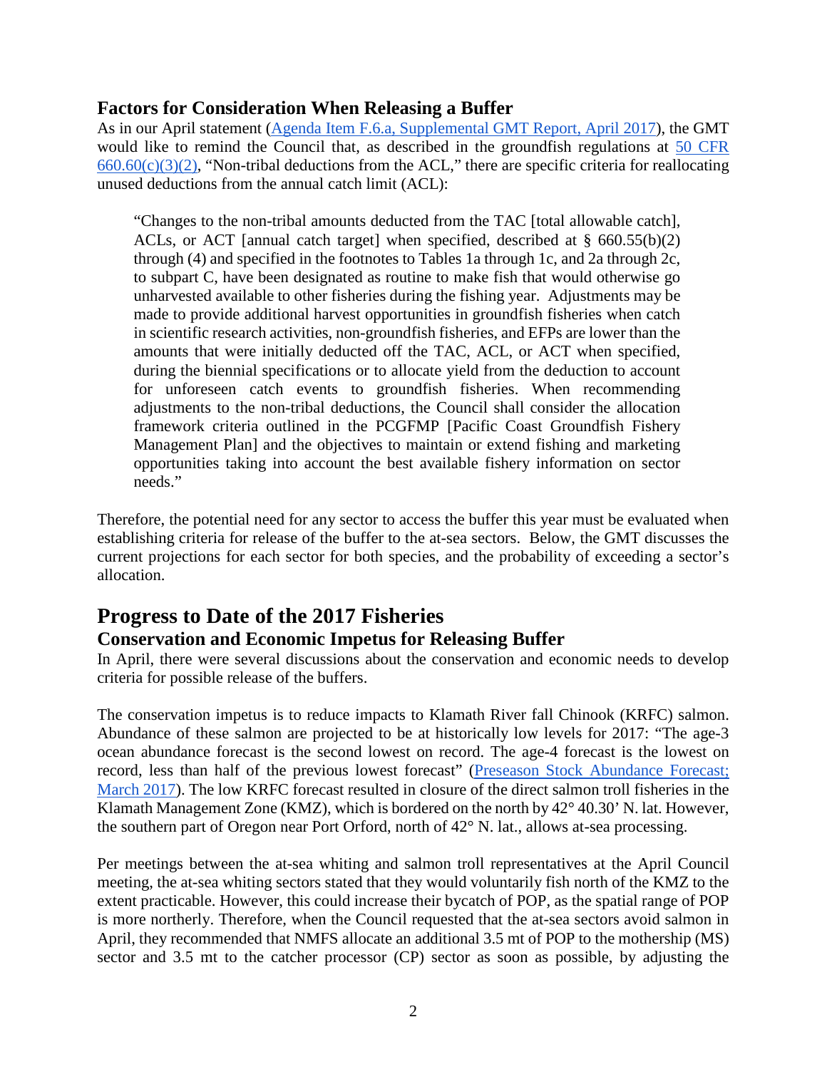## Factors for Consideration When Releasing a Buffer

As in our April statement ([Agenda Item F.6.a, Supplemental GMT Report, April 2017](#)), the GMT would like to remind the Council that, as described in the groundfish regulations at [50 CFR 660.60(c)(3)(2)](#), "Non-tribal deductions from the ACL," there are specific criteria for reallocating unused deductions from the annual catch limit (ACL):

> "Changes to the non-tribal amounts deducted from the TAC [total allowable catch], ACLs, or ACT [annual catch target] when specified, described at § 660.55(b)(2) through (4) and specified in the footnotes to Tables 1a through 1c, and 2a through 2c, to subpart C, have been designated as routine to make fish that would otherwise go unharvested available to other fisheries during the fishing year. Adjustments may be made to provide additional harvest opportunities in groundfish fisheries when catch in scientific research activities, non-groundfish fisheries, and EFPs are lower than the amounts that were initially deducted off the TAC, ACL, or ACT when specified, during the biennial specifications or to allocate yield from the deduction to account for unforeseen catch events to groundfish fisheries. When recommending adjustments to the non-tribal deductions, the Council shall consider the allocation framework criteria outlined in the PCGFMP [Pacific Coast Groundfish Fishery Management Plan] and the objectives to maintain or extend fishing and marketing opportunities taking into account the best available fishery information on sector needs."

Therefore, the potential need for any sector to access the buffer this year must be evaluated when establishing criteria for release of the buffer to the at-sea sectors. Below, the GMT discusses the current projections for each sector for both species, and the probability of exceeding a sector's allocation.

# Progress to Date of the 2017 Fisheries

## Conservation and Economic Impetus for Releasing Buffer

In April, there were several discussions about the conservation and economic needs to develop criteria for possible release of the buffers.

The conservation impetus is to reduce impacts to Klamath River fall Chinook (KRFC) salmon. Abundance of these salmon are projected to be at historically low levels for 2017: "The age-3 ocean abundance forecast is the second lowest on record. The age-4 forecast is the lowest on record, less than half of the previous lowest forecast" ([Preseason Stock Abundance Forecast; March 2017](#)). The low KRFC forecast resulted in closure of the direct salmon troll fisheries in the Klamath Management Zone (KMZ), which is bordered on the north by 42° 40.30' N. lat. However, the southern part of Oregon near Port Orford, north of 42° N. lat., allows at-sea processing.

Per meetings between the at-sea whiting and salmon troll representatives at the April Council meeting, the at-sea whiting sectors stated that they would voluntarily fish north of the KMZ to the extent practicable. However, this could increase their bycatch of POP, as the spatial range of POP is more northerly. Therefore, when the Council requested that the at-sea sectors avoid salmon in April, they recommended that NMFS allocate an additional 3.5 mt of POP to the mothership (MS) sector and 3.5 mt to the catcher processor (CP) sector as soon as possible, by adjusting the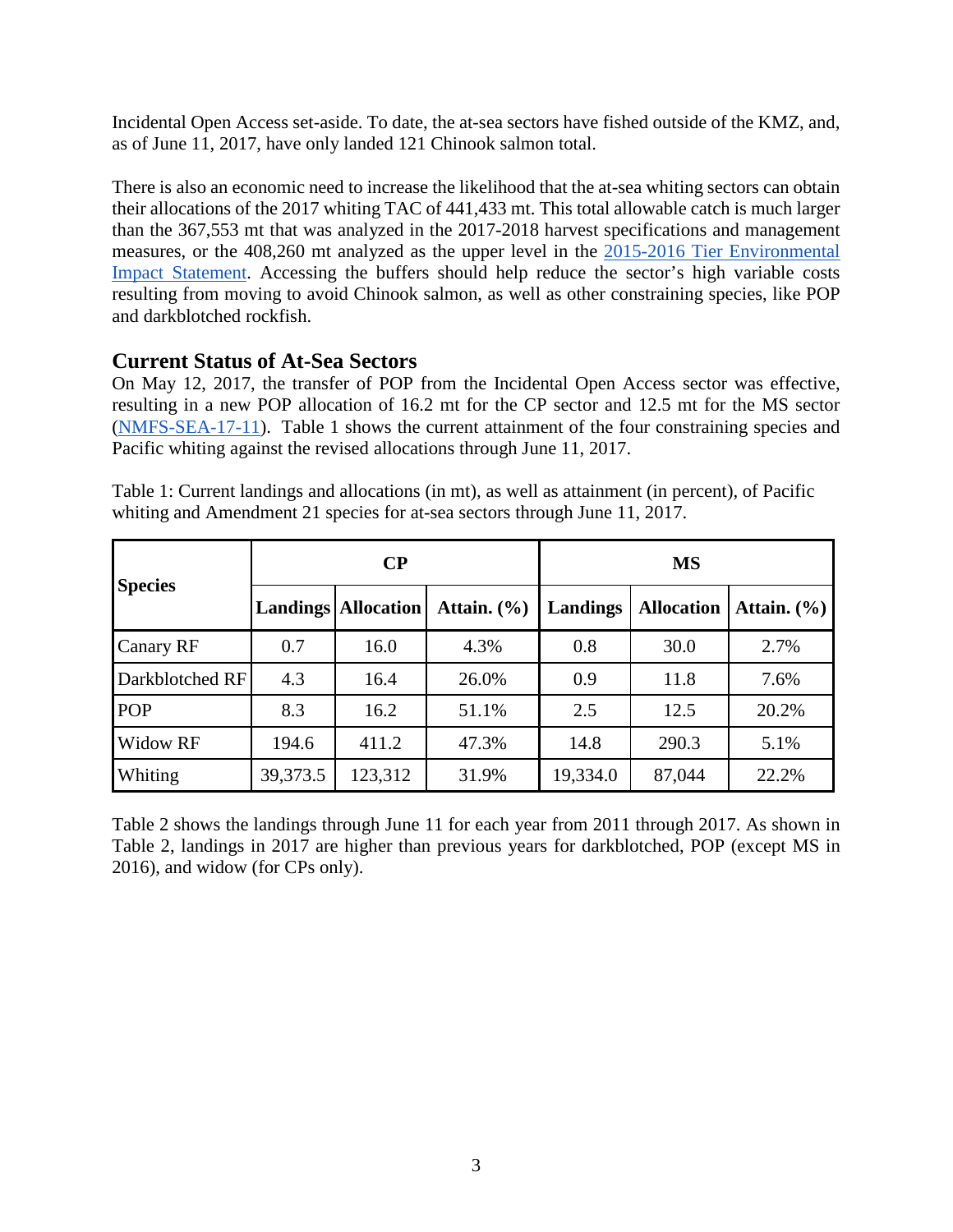Incidental Open Access set-aside. To date, the at-sea sectors have fished outside of the KMZ, and, as of June 11, 2017, have only landed 121 Chinook salmon total.

There is also an economic need to increase the likelihood that the at-sea whiting sectors can obtain their allocations of the 2017 whiting TAC of 441,433 mt. This total allowable catch is much larger than the 367,553 mt that was analyzed in the 2017-2018 harvest specifications and management measures, or the 408,260 mt analyzed as the upper level in the 2015-2016 Tier Environmental Impact Statement. Accessing the buffers should help reduce the sector's high variable costs resulting from moving to avoid Chinook salmon, as well as other constraining species, like POP and darkblotched rockfish.

## Current Status of At-Sea Sectors

On May 12, 2017, the transfer of POP from the Incidental Open Access sector was effective, resulting in a new POP allocation of 16.2 mt for the CP sector and 12.5 mt for the MS sector (NMFS-SEA-17-11). Table 1 shows the current attainment of the four constraining species and Pacific whiting against the revised allocations through June 11, 2017.

Table 1: Current landings and allocations (in mt), as well as attainment (in percent), of Pacific whiting and Amendment 21 species for at-sea sectors through June 11, 2017.

| Species | CP | | | MS | | |
|---|---|---|---|---|---|---|
| | Landings | Allocation | Attain. (%) | Landings | Allocation | Attain. (%) |
| Canary RF | 0.7 | 16.0 | 4.3% | 0.8 | 30.0 | 2.7% |
| Darkblotched RF | 4.3 | 16.4 | 26.0% | 0.9 | 11.8 | 7.6% |
| POP | 8.3 | 16.2 | 51.1% | 2.5 | 12.5 | 20.2% |
| Widow RF | 194.6 | 411.2 | 47.3% | 14.8 | 290.3 | 5.1% |
| Whiting | 39,373.5 | 123,312 | 31.9% | 19,334.0 | 87,044 | 22.2% |

Table 2 shows the landings through June 11 for each year from 2011 through 2017. As shown in Table 2, landings in 2017 are higher than previous years for darkblotched, POP (except MS in 2016), and widow (for CPs only).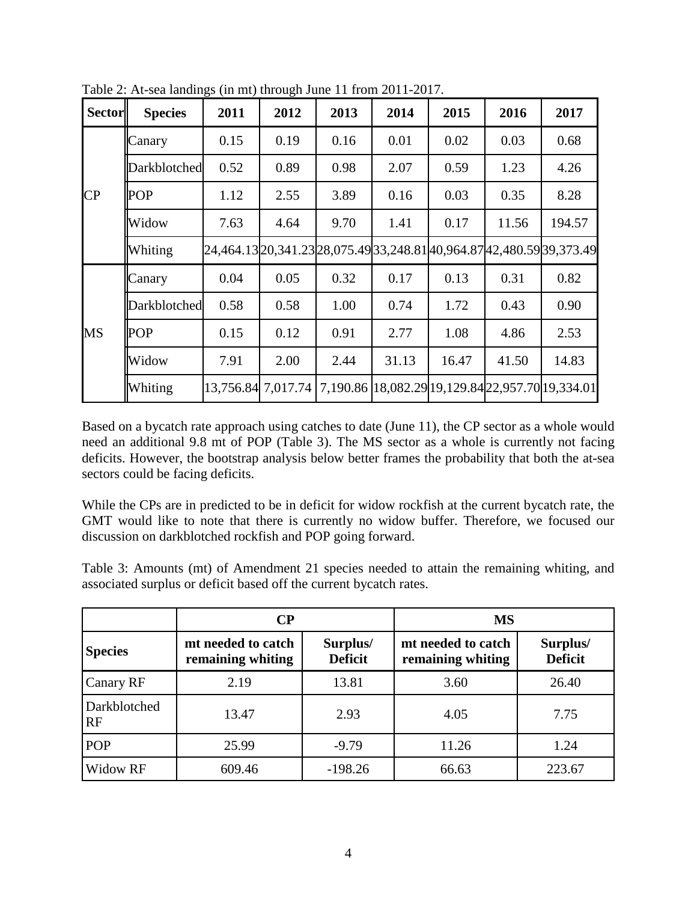Table 2: At-sea landings (in mt) through June 11 from 2011-2017.

| Sector | Species | 2011 | 2012 | 2013 | 2014 | 2015 | 2016 | 2017 |
|---|---|---|---|---|---|---|---|---|
| CP | Canary | 0.15 | 0.19 | 0.16 | 0.01 | 0.02 | 0.03 | 0.68 |
| | Darkblotched | 0.52 | 0.89 | 0.98 | 2.07 | 0.59 | 1.23 | 4.26 |
| | POP | 1.12 | 2.55 | 3.89 | 0.16 | 0.03 | 0.35 | 8.28 |
| | Widow | 7.63 | 4.64 | 9.70 | 1.41 | 0.17 | 11.56 | 194.57 |
| | Whiting | 24,464.13 | 20,341.23 | 28,075.49 | 33,248.81 | 40,964.87 | 42,480.59 | 39,373.49 |
| MS | Canary | 0.04 | 0.05 | 0.32 | 0.17 | 0.13 | 0.31 | 0.82 |
| | Darkblotched | 0.58 | 0.58 | 1.00 | 0.74 | 1.72 | 0.43 | 0.90 |
| | POP | 0.15 | 0.12 | 0.91 | 2.77 | 1.08 | 4.86 | 2.53 |
| | Widow | 7.91 | 2.00 | 2.44 | 31.13 | 16.47 | 41.50 | 14.83 |
| | Whiting | 13,756.84 | 7,017.74 | 7,190.86 | 18,082.29 | 19,129.84 | 22,957.70 | 19,334.01 |

Based on a bycatch rate approach using catches to date (June 11), the CP sector as a whole would need an additional 9.8 mt of POP (Table 3). The MS sector as a whole is currently not facing deficits. However, the bootstrap analysis below better frames the probability that both the at-sea sectors could be facing deficits.

While the CPs are in predicted to be in deficit for widow rockfish at the current bycatch rate, the GMT would like to note that there is currently no widow buffer. Therefore, we focused our discussion on darkblotched rockfish and POP going forward.

Table 3: Amounts (mt) of Amendment 21 species needed to attain the remaining whiting, and associated surplus or deficit based off the current bycatch rates.

| | CP | | MS | |
|---|---|---|---|---|
| **Species** | **mt needed to catch remaining whiting** | **Surplus/ Deficit** | **mt needed to catch remaining whiting** | **Surplus/ Deficit** |
| Canary RF | 2.19 | 13.81 | 3.60 | 26.40 |
| Darkblotched RF | 13.47 | 2.93 | 4.05 | 7.75 |
| POP | 25.99 | -9.79 | 11.26 | 1.24 |
| Widow RF | 609.46 | -198.26 | 66.63 | 223.67 |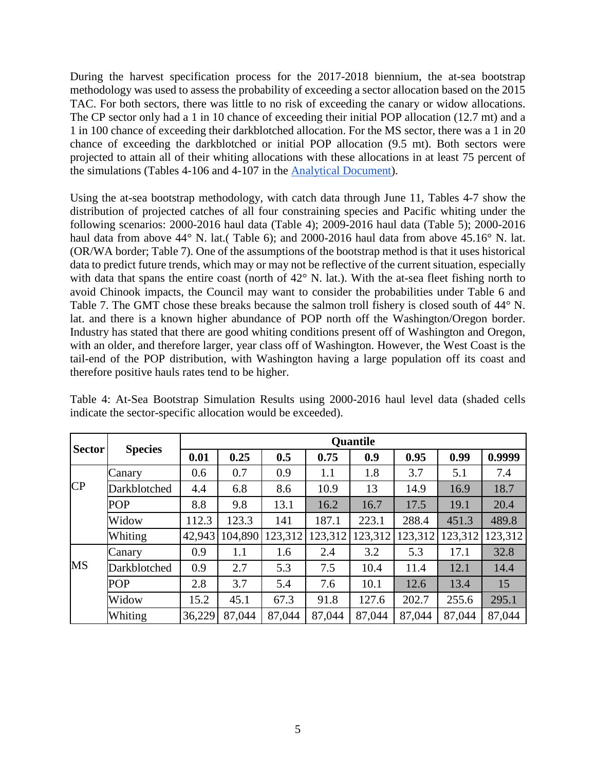During the harvest specification process for the 2017-2018 biennium, the at-sea bootstrap methodology was used to assess the probability of exceeding a sector allocation based on the 2015 TAC. For both sectors, there was little to no risk of exceeding the canary or widow allocations. The CP sector only had a 1 in 10 chance of exceeding their initial POP allocation (12.7 mt) and a 1 in 100 chance of exceeding their darkblotched allocation. For the MS sector, there was a 1 in 20 chance of exceeding the darkblotched or initial POP allocation (9.5 mt). Both sectors were projected to attain all of their whiting allocations with these allocations in at least 75 percent of the simulations (Tables 4-106 and 4-107 in the [Analytical Document](#)).

Using the at-sea bootstrap methodology, with catch data through June 11, Tables 4-7 show the distribution of projected catches of all four constraining species and Pacific whiting under the following scenarios: 2000-2016 haul data (Table 4); 2009-2016 haul data (Table 5); 2000-2016 haul data from above 44° N. lat.( Table 6); and 2000-2016 haul data from above 45.16° N. lat. (OR/WA border; Table 7). One of the assumptions of the bootstrap method is that it uses historical data to predict future trends, which may or may not be reflective of the current situation, especially with data that spans the entire coast (north of 42° N. lat.). With the at-sea fleet fishing north to avoid Chinook impacts, the Council may want to consider the probabilities under Table 6 and Table 7. The GMT chose these breaks because the salmon troll fishery is closed south of 44° N. lat. and there is a known higher abundance of POP north off the Washington/Oregon border. Industry has stated that there are good whiting conditions present off of Washington and Oregon, with an older, and therefore larger, year class off of Washington. However, the West Coast is the tail-end of the POP distribution, with Washington having a large population off its coast and therefore positive hauls rates tend to be higher.

Table 4: At-Sea Bootstrap Simulation Results using 2000-2016 haul level data (shaded cells indicate the sector-specific allocation would be exceeded).

| Sector | Species | Quantile | | | | | | | |
|---|---|---|---|---|---|---|---|---|---|
| | | **0.01** | **0.25** | **0.5** | **0.75** | **0.9** | **0.95** | **0.99** | **0.9999** |
| CP | Canary | 0.6 | 0.7 | 0.9 | 1.1 | 1.8 | 3.7 | 5.1 | 7.4 |
| | Darkblotched | 4.4 | 6.8 | 8.6 | 10.9 | 13 | 14.9 | 16.9 | 18.7 |
| | POP | 8.8 | 9.8 | 13.1 | 16.2 | 16.7 | 17.5 | 19.1 | 20.4 |
| | Widow | 112.3 | 123.3 | 141 | 187.1 | 223.1 | 288.4 | 451.3 | 489.8 |
| | Whiting | 42,943 | 104,890 | 123,312 | 123,312 | 123,312 | 123,312 | 123,312 | 123,312 |
| MS | Canary | 0.9 | 1.1 | 1.6 | 2.4 | 3.2 | 5.3 | 17.1 | 32.8 |
| | Darkblotched | 0.9 | 2.7 | 5.3 | 7.5 | 10.4 | 11.4 | 12.1 | 14.4 |
| | POP | 2.8 | 3.7 | 5.4 | 7.6 | 10.1 | 12.6 | 13.4 | 15 |
| | Widow | 15.2 | 45.1 | 67.3 | 91.8 | 127.6 | 202.7 | 255.6 | 295.1 |
| | Whiting | 36,229 | 87,044 | 87,044 | 87,044 | 87,044 | 87,044 | 87,044 | 87,044 |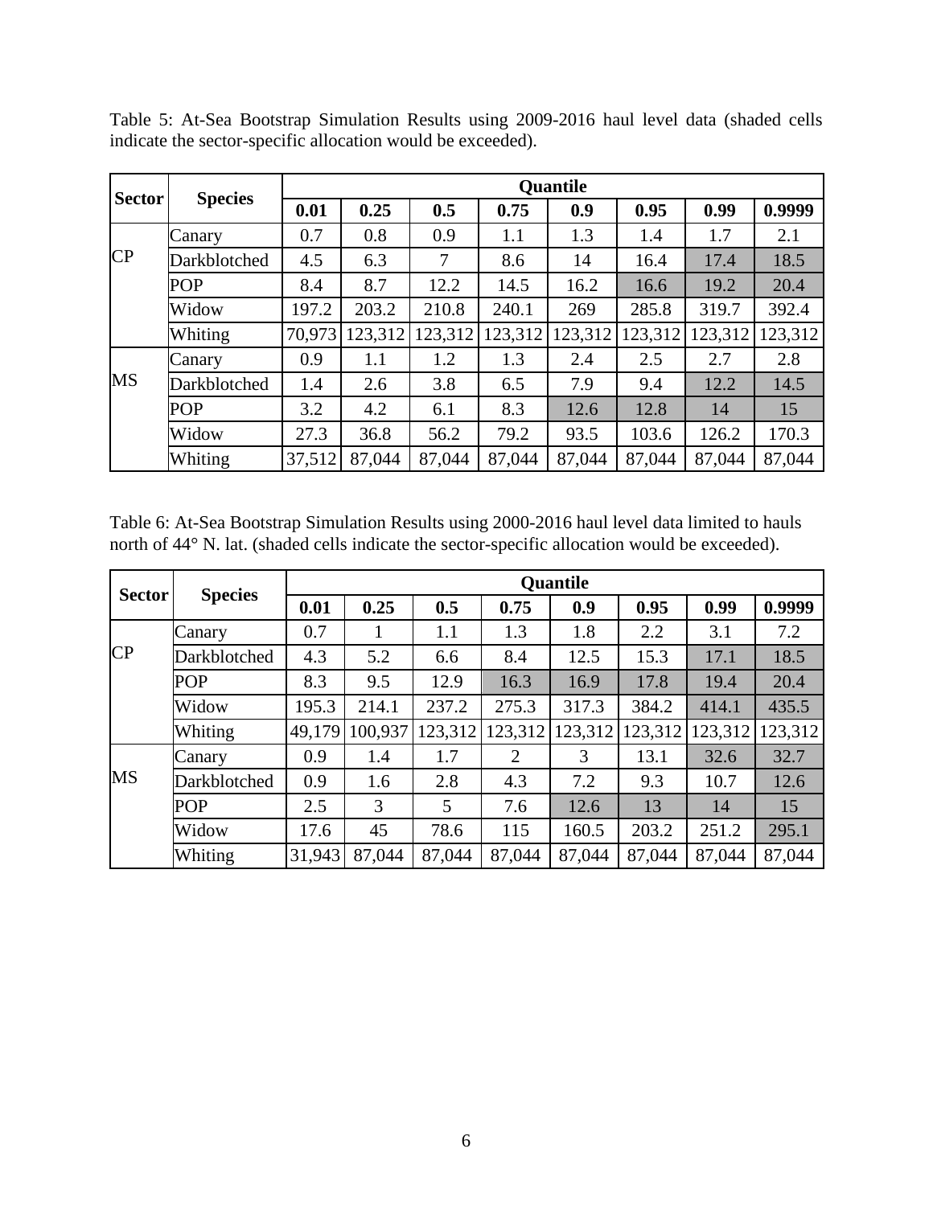Table 5: At-Sea Bootstrap Simulation Results using 2009-2016 haul level data (shaded cells indicate the sector-specific allocation would be exceeded).

| Sector | Species | Quantile | | | | | | | |
|---|---|---|---|---|---|---|---|---|---|
| | | 0.01 | 0.25 | 0.5 | 0.75 | 0.9 | 0.95 | 0.99 | 0.9999 |
| CP | Canary | 0.7 | 0.8 | 0.9 | 1.1 | 1.3 | 1.4 | 1.7 | 2.1 |
| | Darkblotched | 4.5 | 6.3 | 7 | 8.6 | 14 | 16.4 | 17.4 | 18.5 |
| | POP | 8.4 | 8.7 | 12.2 | 14.5 | 16.2 | 16.6 | 19.2 | 20.4 |
| | Widow | 197.2 | 203.2 | 210.8 | 240.1 | 269 | 285.8 | 319.7 | 392.4 |
| | Whiting | 70,973 | 123,312 | 123,312 | 123,312 | 123,312 | 123,312 | 123,312 | 123,312 |
| MS | Canary | 0.9 | 1.1 | 1.2 | 1.3 | 2.4 | 2.5 | 2.7 | 2.8 |
| | Darkblotched | 1.4 | 2.6 | 3.8 | 6.5 | 7.9 | 9.4 | 12.2 | 14.5 |
| | POP | 3.2 | 4.2 | 6.1 | 8.3 | 12.6 | 12.8 | 14 | 15 |
| | Widow | 27.3 | 36.8 | 56.2 | 79.2 | 93.5 | 103.6 | 126.2 | 170.3 |
| | Whiting | 37,512 | 87,044 | 87,044 | 87,044 | 87,044 | 87,044 | 87,044 | 87,044 |

Table 6: At-Sea Bootstrap Simulation Results using 2000-2016 haul level data limited to hauls north of 44° N. lat. (shaded cells indicate the sector-specific allocation would be exceeded).

| Sector | Species | Quantile | | | | | | | |
|---|---|---|---|---|---|---|---|---|---|
| | | 0.01 | 0.25 | 0.5 | 0.75 | 0.9 | 0.95 | 0.99 | 0.9999 |
| CP | Canary | 0.7 | 1 | 1.1 | 1.3 | 1.8 | 2.2 | 3.1 | 7.2 |
| | Darkblotched | 4.3 | 5.2 | 6.6 | 8.4 | 12.5 | 15.3 | 17.1 | 18.5 |
| | POP | 8.3 | 9.5 | 12.9 | 16.3 | 16.9 | 17.8 | 19.4 | 20.4 |
| | Widow | 195.3 | 214.1 | 237.2 | 275.3 | 317.3 | 384.2 | 414.1 | 435.5 |
| | Whiting | 49,179 | 100,937 | 123,312 | 123,312 | 123,312 | 123,312 | 123,312 | 123,312 |
| MS | Canary | 0.9 | 1.4 | 1.7 | 2 | 3 | 13.1 | 32.6 | 32.7 |
| | Darkblotched | 0.9 | 1.6 | 2.8 | 4.3 | 7.2 | 9.3 | 10.7 | 12.6 |
| | POP | 2.5 | 3 | 5 | 7.6 | 12.6 | 13 | 14 | 15 |
| | Widow | 17.6 | 45 | 78.6 | 115 | 160.5 | 203.2 | 251.2 | 295.1 |
| | Whiting | 31,943 | 87,044 | 87,044 | 87,044 | 87,044 | 87,044 | 87,044 | 87,044 |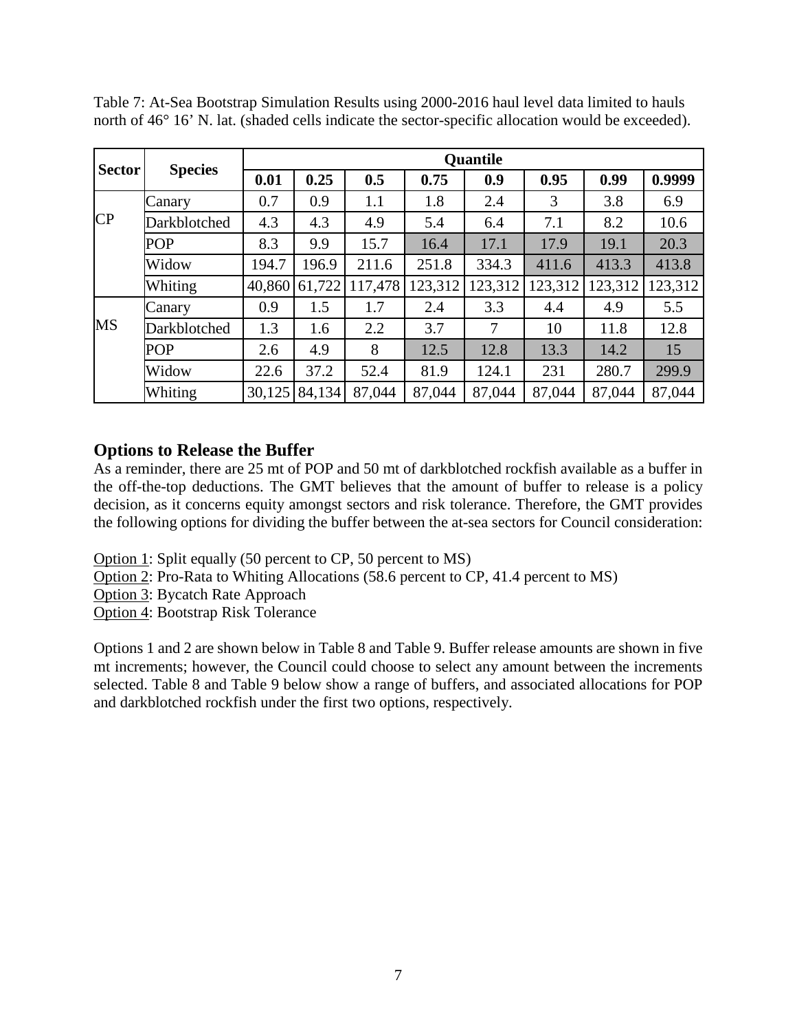Table 7: At-Sea Bootstrap Simulation Results using 2000-2016 haul level data limited to hauls north of 46° 16’ N. lat. (shaded cells indicate the sector-specific allocation would be exceeded).

| Sector | Species | Quantile | | | | | | | |
|---|---|---|---|---|---|---|---|---|---|
| | | **0.01** | **0.25** | **0.5** | **0.75** | **0.9** | **0.95** | **0.99** | **0.9999** |
| CP | Canary | 0.7 | 0.9 | 1.1 | 1.8 | 2.4 | 3 | 3.8 | 6.9 |
| | Darkblotched | 4.3 | 4.3 | 4.9 | 5.4 | 6.4 | 7.1 | 8.2 | 10.6 |
| | POP | 8.3 | 9.9 | 15.7 | 16.4 | 17.1 | 17.9 | 19.1 | 20.3 |
| | Widow | 194.7 | 196.9 | 211.6 | 251.8 | 334.3 | 411.6 | 413.3 | 413.8 |
| | Whiting | 40,860 | 61,722 | 117,478 | 123,312 | 123,312 | 123,312 | 123,312 | 123,312 |
| MS | Canary | 0.9 | 1.5 | 1.7 | 2.4 | 3.3 | 4.4 | 4.9 | 5.5 |
| | Darkblotched | 1.3 | 1.6 | 2.2 | 3.7 | 7 | 10 | 11.8 | 12.8 |
| | POP | 2.6 | 4.9 | 8 | 12.5 | 12.8 | 13.3 | 14.2 | 15 |
| | Widow | 22.6 | 37.2 | 52.4 | 81.9 | 124.1 | 231 | 280.7 | 299.9 |
| | Whiting | 30,125 | 84,134 | 87,044 | 87,044 | 87,044 | 87,044 | 87,044 | 87,044 |

## Options to Release the Buffer

As a reminder, there are 25 mt of POP and 50 mt of darkblotched rockfish available as a buffer in the off-the-top deductions. The GMT believes that the amount of buffer to release is a policy decision, as it concerns equity amongst sectors and risk tolerance. Therefore, the GMT provides the following options for dividing the buffer between the at-sea sectors for Council consideration:

Option 1: Split equally (50 percent to CP, 50 percent to MS)
Option 2: Pro-Rata to Whiting Allocations (58.6 percent to CP, 41.4 percent to MS)
Option 3: Bycatch Rate Approach
Option 4: Bootstrap Risk Tolerance

Options 1 and 2 are shown below in Table 8 and Table 9. Buffer release amounts are shown in five mt increments; however, the Council could choose to select any amount between the increments selected. Table 8 and Table 9 below show a range of buffers, and associated allocations for POP and darkblotched rockfish under the first two options, respectively.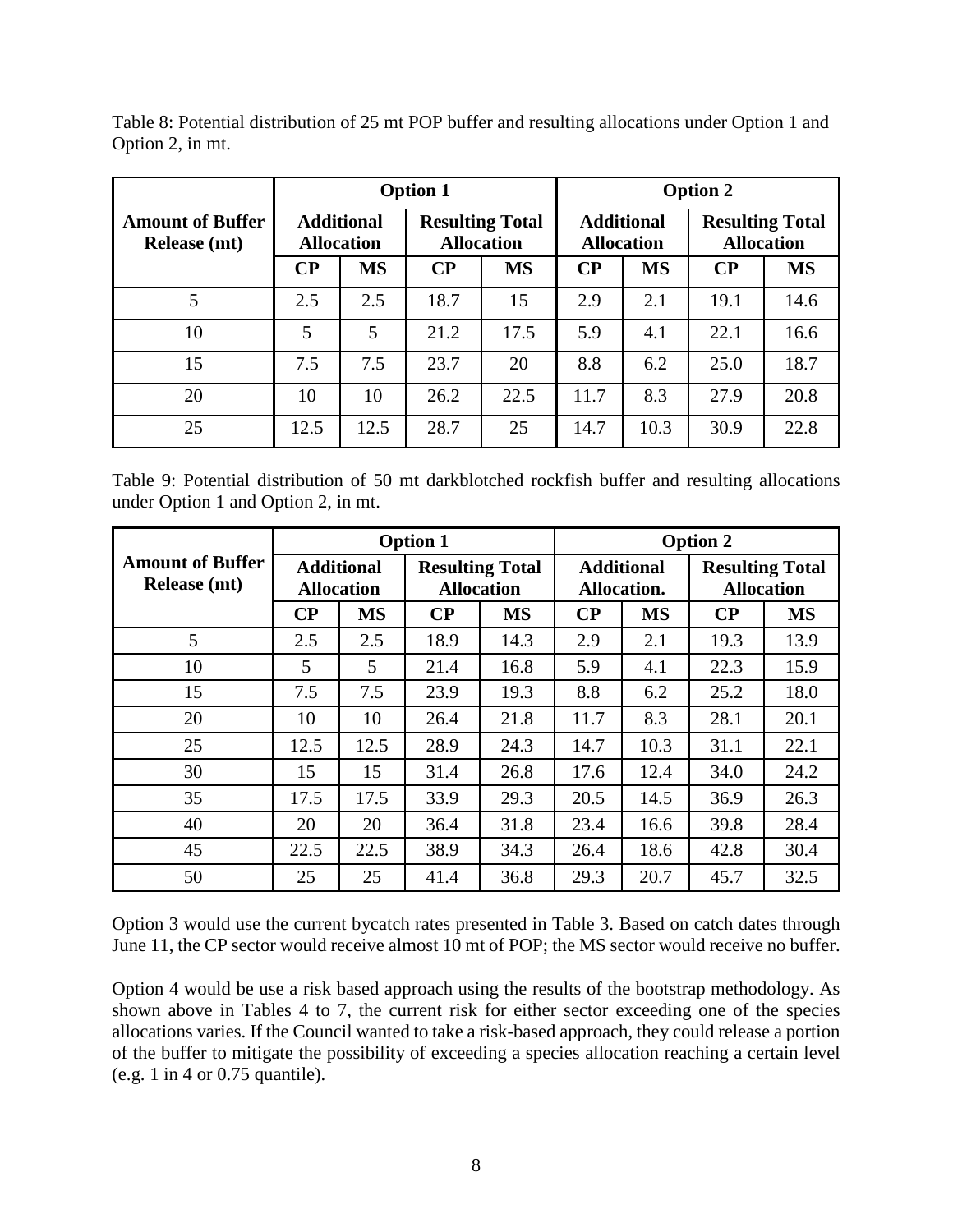Table 8: Potential distribution of 25 mt POP buffer and resulting allocations under Option 1 and Option 2, in mt.

| Amount of Buffer Release (mt) | Option 1 | | | | Option 2 | | | |
|---|---|---|---|---|---|---|---|---|
| | Additional Allocation | | Resulting Total Allocation | | Additional Allocation | | Resulting Total Allocation | |
| | CP | MS | CP | MS | CP | MS | CP | MS |
| 5 | 2.5 | 2.5 | 18.7 | 15 | 2.9 | 2.1 | 19.1 | 14.6 |
| 10 | 5 | 5 | 21.2 | 17.5 | 5.9 | 4.1 | 22.1 | 16.6 |
| 15 | 7.5 | 7.5 | 23.7 | 20 | 8.8 | 6.2 | 25.0 | 18.7 |
| 20 | 10 | 10 | 26.2 | 22.5 | 11.7 | 8.3 | 27.9 | 20.8 |
| 25 | 12.5 | 12.5 | 28.7 | 25 | 14.7 | 10.3 | 30.9 | 22.8 |

Table 9: Potential distribution of 50 mt darkblotched rockfish buffer and resulting allocations under Option 1 and Option 2, in mt.

| Amount of Buffer Release (mt) | Option 1 | | | | Option 2 | | | |
|---|---|---|---|---|---|---|---|---|
| | Additional Allocation | | Resulting Total Allocation | | Additional Allocation. | | Resulting Total Allocation | |
| | CP | MS | CP | MS | CP | MS | CP | MS |
| 5 | 2.5 | 2.5 | 18.9 | 14.3 | 2.9 | 2.1 | 19.3 | 13.9 |
| 10 | 5 | 5 | 21.4 | 16.8 | 5.9 | 4.1 | 22.3 | 15.9 |
| 15 | 7.5 | 7.5 | 23.9 | 19.3 | 8.8 | 6.2 | 25.2 | 18.0 |
| 20 | 10 | 10 | 26.4 | 21.8 | 11.7 | 8.3 | 28.1 | 20.1 |
| 25 | 12.5 | 12.5 | 28.9 | 24.3 | 14.7 | 10.3 | 31.1 | 22.1 |
| 30 | 15 | 15 | 31.4 | 26.8 | 17.6 | 12.4 | 34.0 | 24.2 |
| 35 | 17.5 | 17.5 | 33.9 | 29.3 | 20.5 | 14.5 | 36.9 | 26.3 |
| 40 | 20 | 20 | 36.4 | 31.8 | 23.4 | 16.6 | 39.8 | 28.4 |
| 45 | 22.5 | 22.5 | 38.9 | 34.3 | 26.4 | 18.6 | 42.8 | 30.4 |
| 50 | 25 | 25 | 41.4 | 36.8 | 29.3 | 20.7 | 45.7 | 32.5 |

Option 3 would use the current bycatch rates presented in Table 3. Based on catch dates through June 11, the CP sector would receive almost 10 mt of POP; the MS sector would receive no buffer.

Option 4 would be use a risk based approach using the results of the bootstrap methodology. As shown above in Tables 4 to 7, the current risk for either sector exceeding one of the species allocations varies. If the Council wanted to take a risk-based approach, they could release a portion of the buffer to mitigate the possibility of exceeding a species allocation reaching a certain level (e.g. 1 in 4 or 0.75 quantile).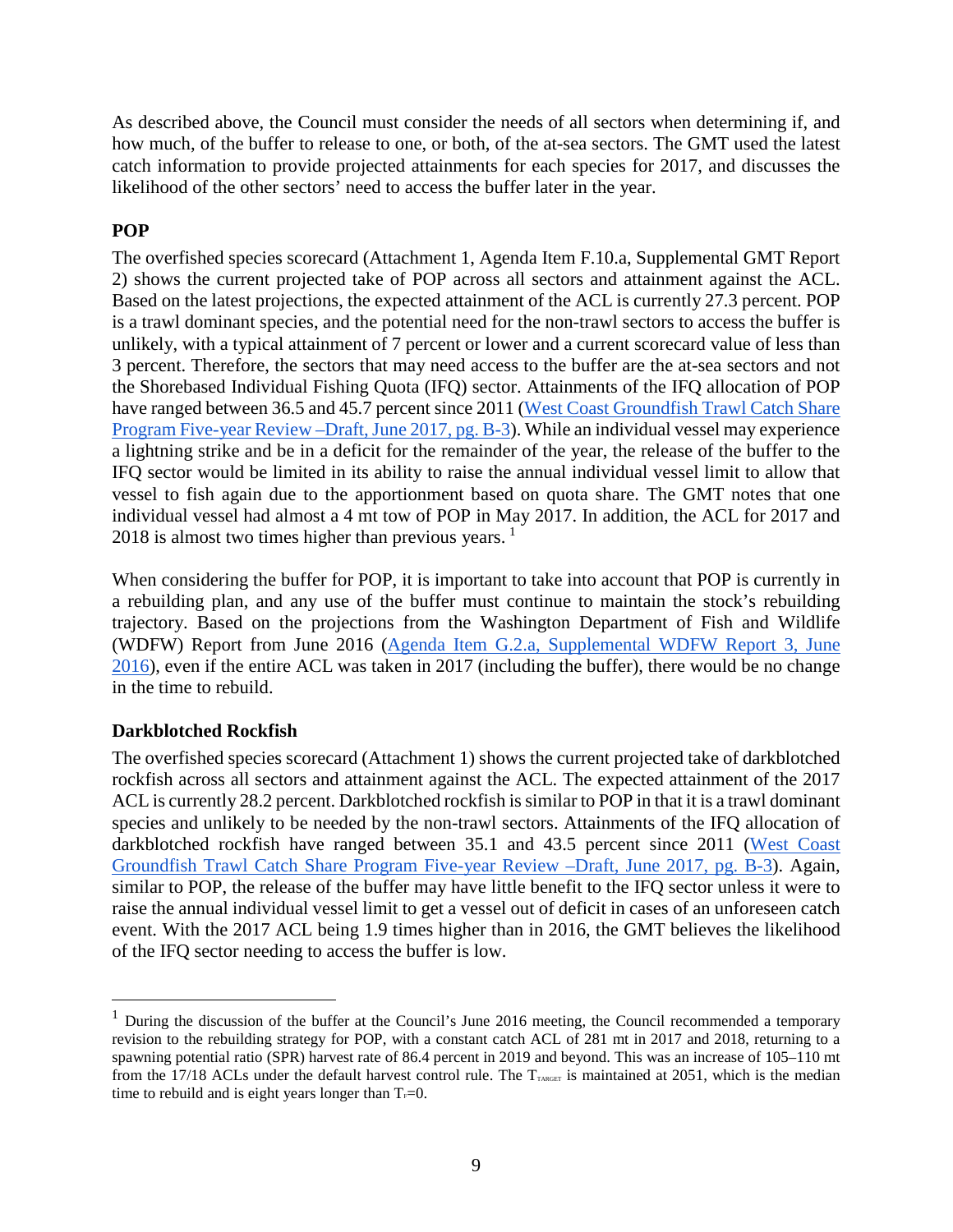As described above, the Council must consider the needs of all sectors when determining if, and how much, of the buffer to release to one, or both, of the at-sea sectors. The GMT used the latest catch information to provide projected attainments for each species for 2017, and discusses the likelihood of the other sectors' need to access the buffer later in the year.

**POP**

The overfished species scorecard (Attachment 1, Agenda Item F.10.a, Supplemental GMT Report 2) shows the current projected take of POP across all sectors and attainment against the ACL. Based on the latest projections, the expected attainment of the ACL is currently 27.3 percent. POP is a trawl dominant species, and the potential need for the non-trawl sectors to access the buffer is unlikely, with a typical attainment of 7 percent or lower and a current scorecard value of less than 3 percent. Therefore, the sectors that may need access to the buffer are the at-sea sectors and not the Shorebased Individual Fishing Quota (IFQ) sector. Attainments of the IFQ allocation of POP have ranged between 36.5 and 45.7 percent since 2011 (West Coast Groundfish Trawl Catch Share Program Five-year Review –Draft, June 2017, pg. B-3). While an individual vessel may experience a lightning strike and be in a deficit for the remainder of the year, the release of the buffer to the IFQ sector would be limited in its ability to raise the annual individual vessel limit to allow that vessel to fish again due to the apportionment based on quota share. The GMT notes that one individual vessel had almost a 4 mt tow of POP in May 2017. In addition, the ACL for 2017 and 2018 is almost two times higher than previous years. [1]

When considering the buffer for POP, it is important to take into account that POP is currently in a rebuilding plan, and any use of the buffer must continue to maintain the stock's rebuilding trajectory. Based on the projections from the Washington Department of Fish and Wildlife (WDFW) Report from June 2016 (Agenda Item G.2.a, Supplemental WDFW Report 3, June 2016), even if the entire ACL was taken in 2017 (including the buffer), there would be no change in the time to rebuild.

**Darkblotched Rockfish**

The overfished species scorecard (Attachment 1) shows the current projected take of darkblotched rockfish across all sectors and attainment against the ACL. The expected attainment of the 2017 ACL is currently 28.2 percent. Darkblotched rockfish is similar to POP in that it is a trawl dominant species and unlikely to be needed by the non-trawl sectors. Attainments of the IFQ allocation of darkblotched rockfish have ranged between 35.1 and 43.5 percent since 2011 (West Coast Groundfish Trawl Catch Share Program Five-year Review –Draft, June 2017, pg. B-3). Again, similar to POP, the release of the buffer may have little benefit to the IFQ sector unless it were to raise the annual individual vessel limit to get a vessel out of deficit in cases of an unforeseen catch event. With the 2017 ACL being 1.9 times higher than in 2016, the GMT believes the likelihood of the IFQ sector needing to access the buffer is low.

---

[1] During the discussion of the buffer at the Council's June 2016 meeting, the Council recommended a temporary revision to the rebuilding strategy for POP, with a constant catch ACL of 281 mt in 2017 and 2018, returning to a spawning potential ratio (SPR) harvest rate of 86.4 percent in 2019 and beyond. This was an increase of 105–110 mt from the 17/18 ACLs under the default harvest control rule. The $T_{TARGET}$ is maintained at 2051, which is the median time to rebuild and is eight years longer than $T_{F=0}$.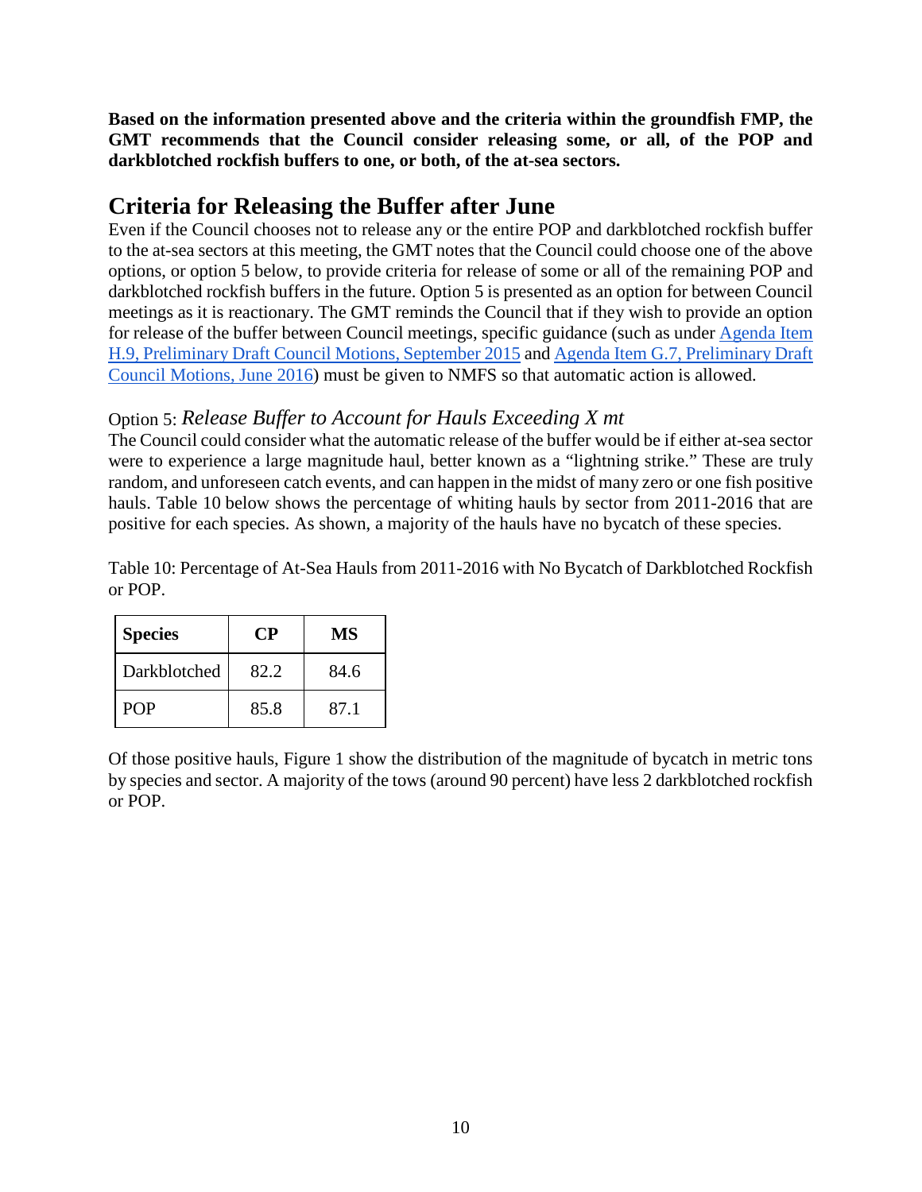**Based on the information presented above and the criteria within the groundfish FMP, the GMT recommends that the Council consider releasing some, or all, of the POP and darkblotched rockfish buffers to one, or both, of the at-sea sectors.**

# Criteria for Releasing the Buffer after June

Even if the Council chooses not to release any or the entire POP and darkblotched rockfish buffer to the at-sea sectors at this meeting, the GMT notes that the Council could choose one of the above options, or option 5 below, to provide criteria for release of some or all of the remaining POP and darkblotched rockfish buffers in the future. Option 5 is presented as an option for between Council meetings as it is reactionary. The GMT reminds the Council that if they wish to provide an option for release of the buffer between Council meetings, specific guidance (such as under Agenda Item H.9, Preliminary Draft Council Motions, September 2015 and Agenda Item G.7, Preliminary Draft Council Motions, June 2016) must be given to NMFS so that automatic action is allowed.

## Option 5: *Release Buffer to Account for Hauls Exceeding X mt*

The Council could consider what the automatic release of the buffer would be if either at-sea sector were to experience a large magnitude haul, better known as a "lightning strike." These are truly random, and unforeseen catch events, and can happen in the midst of many zero or one fish positive hauls. Table 10 below shows the percentage of whiting hauls by sector from 2011-2016 that are positive for each species. As shown, a majority of the hauls have no bycatch of these species.

Table 10: Percentage of At-Sea Hauls from 2011-2016 with No Bycatch of Darkblotched Rockfish or POP.

| Species | CP | MS |
|---|---|---|
| Darkblotched | 82.2 | 84.6 |
| POP | 85.8 | 87.1 |

Of those positive hauls, Figure 1 show the distribution of the magnitude of bycatch in metric tons by species and sector. A majority of the tows (around 90 percent) have less 2 darkblotched rockfish or POP.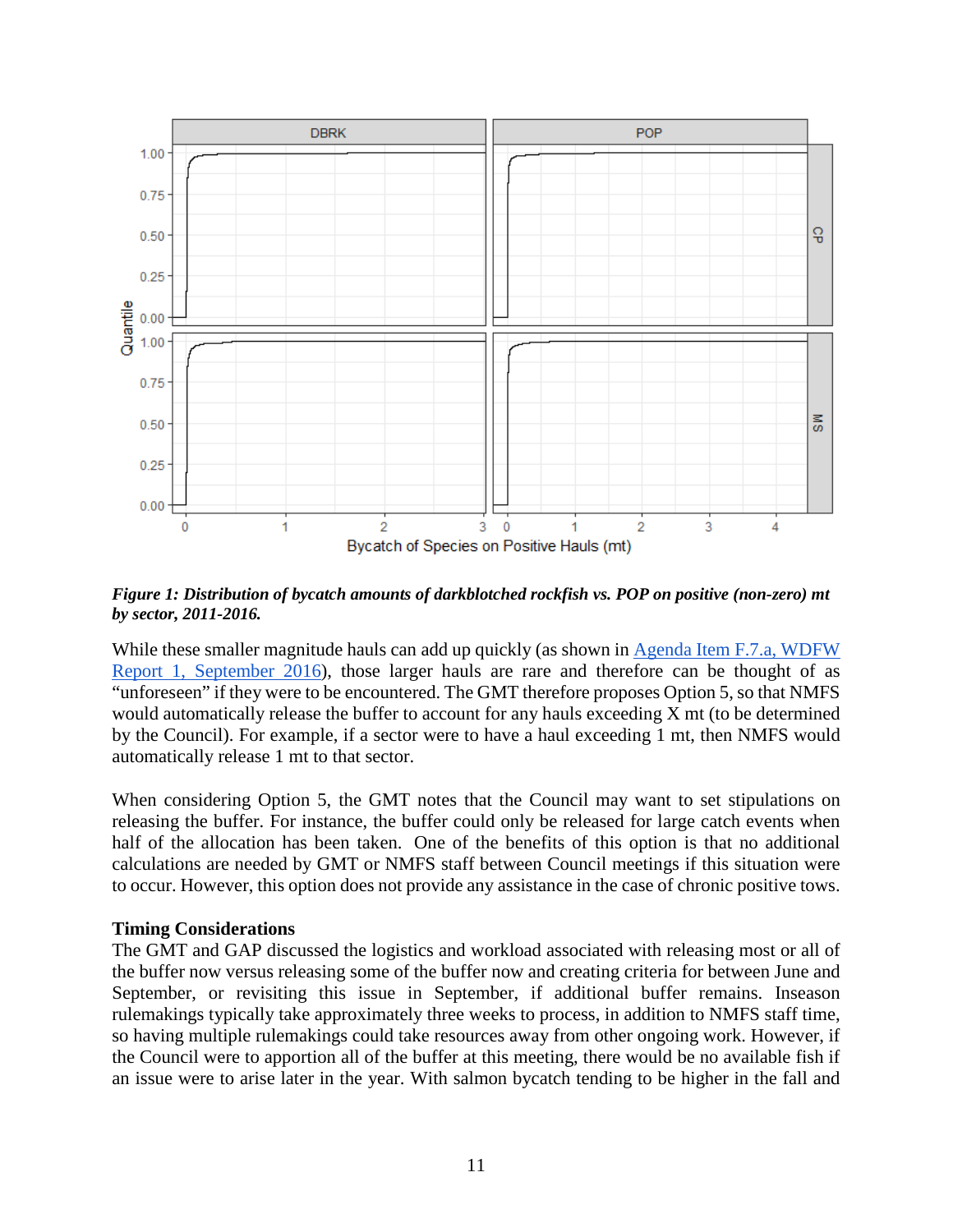*Figure 1: Distribution of bycatch amounts of darkblotched rockfish vs. POP on positive (non-zero) mt by sector, 2011-2016.*

While these smaller magnitude hauls can add up quickly (as shown in Agenda Item F.7.a, WDFW Report 1, September 2016), those larger hauls are rare and therefore can be thought of as "unforeseen" if they were to be encountered. The GMT therefore proposes Option 5, so that NMFS would automatically release the buffer to account for any hauls exceeding X mt (to be determined by the Council). For example, if a sector were to have a haul exceeding 1 mt, then NMFS would automatically release 1 mt to that sector.

When considering Option 5, the GMT notes that the Council may want to set stipulations on releasing the buffer. For instance, the buffer could only be released for large catch events when half of the allocation has been taken. One of the benefits of this option is that no additional calculations are needed by GMT or NMFS staff between Council meetings if this situation were to occur. However, this option does not provide any assistance in the case of chronic positive tows.

**Timing Considerations**

The GMT and GAP discussed the logistics and workload associated with releasing most or all of the buffer now versus releasing some of the buffer now and creating criteria for between June and September, or revisiting this issue in September, if additional buffer remains. Inseason rulemakings typically take approximately three weeks to process, in addition to NMFS staff time, so having multiple rulemakings could take resources away from other ongoing work. However, if the Council were to apportion all of the buffer at this meeting, there would be no available fish if an issue were to arise later in the year. With salmon bycatch tending to be higher in the fall and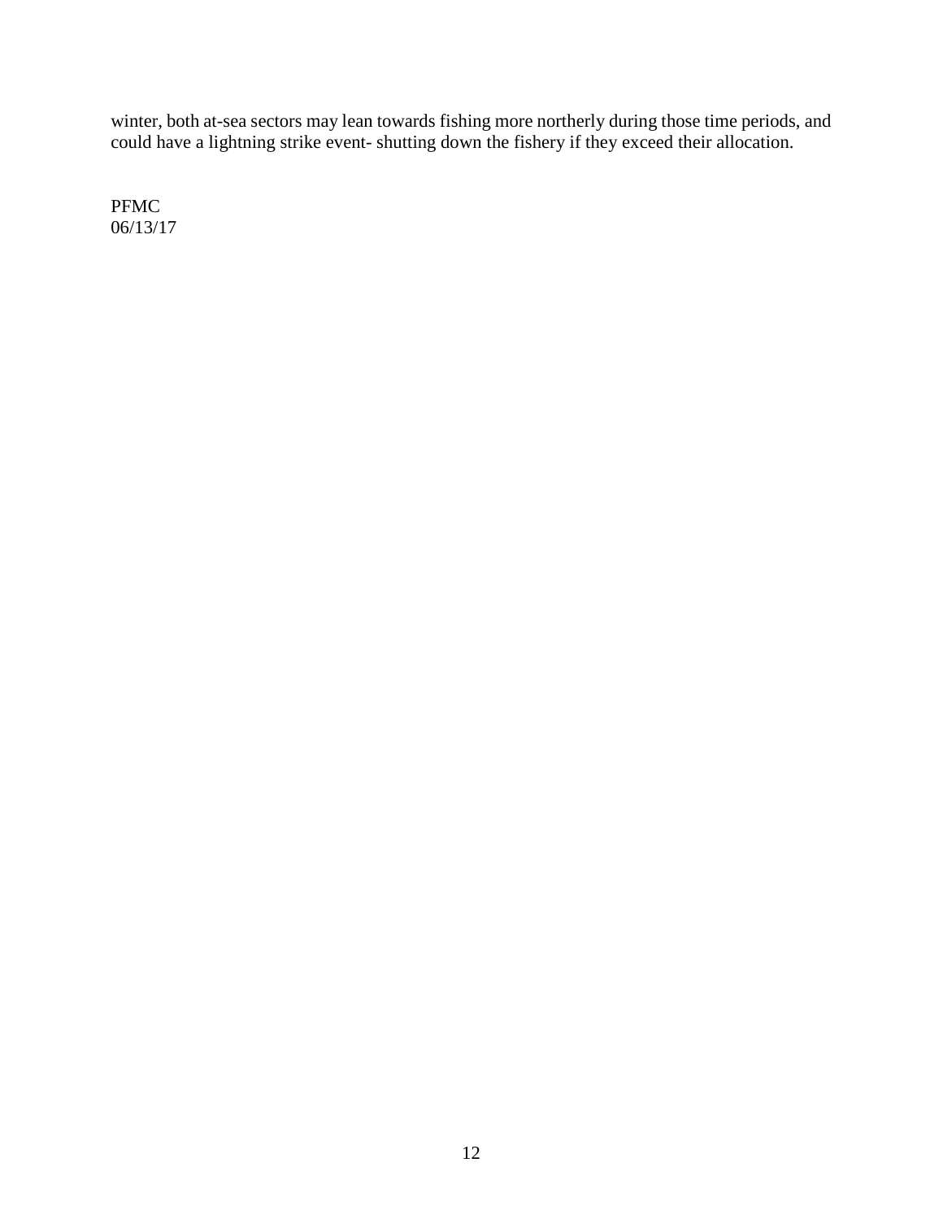winter, both at-sea sectors may lean towards fishing more northerly during those time periods, and could have a lightning strike event- shutting down the fishery if they exceed their allocation.

PFMC
06/13/17